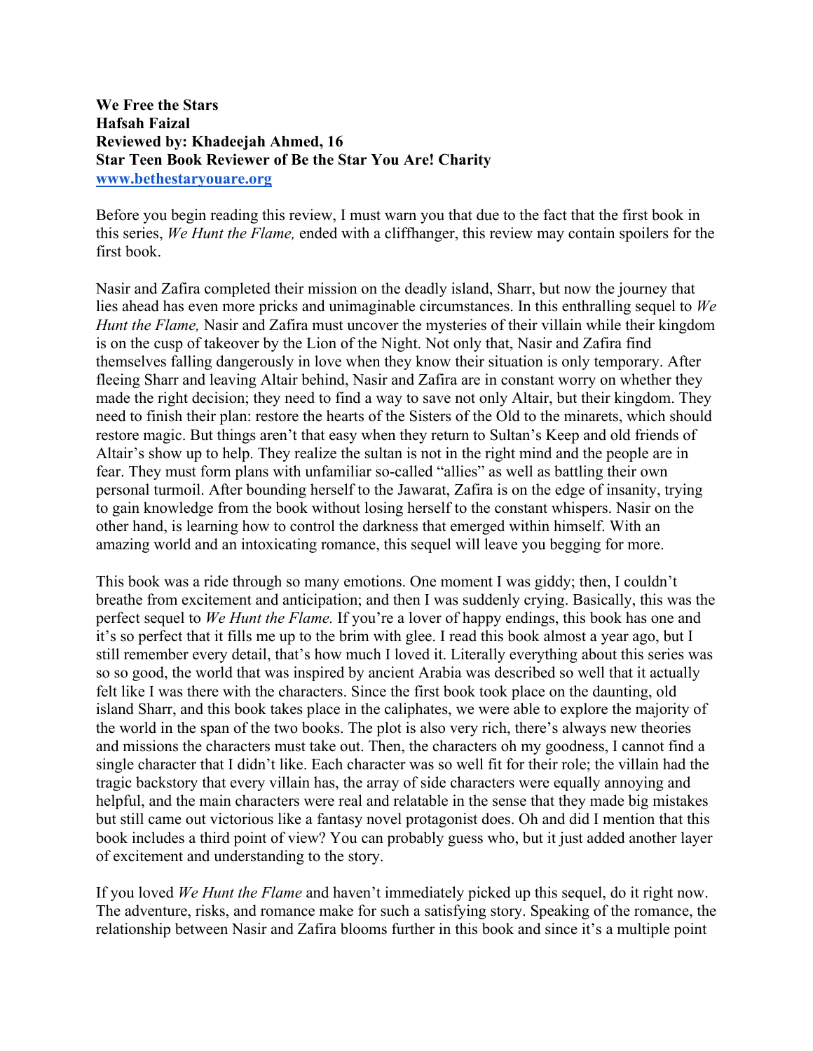**We Free the Stars**
**Hafsah Faizal**
**Reviewed by: Khadeejah Ahmed, 16**
**Star Teen Book Reviewer of Be the Star You Are! Charity**
**www.bethestaryouare.org**

Before you begin reading this review, I must warn you that due to the fact that the first book in this series, *We Hunt the Flame,* ended with a cliffhanger, this review may contain spoilers for the first book.

Nasir and Zafira completed their mission on the deadly island, Sharr, but now the journey that lies ahead has even more pricks and unimaginable circumstances. In this enthralling sequel to *We Hunt the Flame,* Nasir and Zafira must uncover the mysteries of their villain while their kingdom is on the cusp of takeover by the Lion of the Night. Not only that, Nasir and Zafira find themselves falling dangerously in love when they know their situation is only temporary. After fleeing Sharr and leaving Altair behind, Nasir and Zafira are in constant worry on whether they made the right decision; they need to find a way to save not only Altair, but their kingdom. They need to finish their plan: restore the hearts of the Sisters of the Old to the minarets, which should restore magic. But things aren't that easy when they return to Sultan's Keep and old friends of Altair's show up to help. They realize the sultan is not in the right mind and the people are in fear. They must form plans with unfamiliar so-called "allies" as well as battling their own personal turmoil. After bounding herself to the Jawarat, Zafira is on the edge of insanity, trying to gain knowledge from the book without losing herself to the constant whispers. Nasir on the other hand, is learning how to control the darkness that emerged within himself. With an amazing world and an intoxicating romance, this sequel will leave you begging for more.

This book was a ride through so many emotions. One moment I was giddy; then, I couldn't breathe from excitement and anticipation; and then I was suddenly crying. Basically, this was the perfect sequel to *We Hunt the Flame.* If you're a lover of happy endings, this book has one and it's so perfect that it fills me up to the brim with glee. I read this book almost a year ago, but I still remember every detail, that's how much I loved it. Literally everything about this series was so so good, the world that was inspired by ancient Arabia was described so well that it actually felt like I was there with the characters. Since the first book took place on the daunting, old island Sharr, and this book takes place in the caliphates, we were able to explore the majority of the world in the span of the two books. The plot is also very rich, there's always new theories and missions the characters must take out. Then, the characters oh my goodness, I cannot find a single character that I didn't like. Each character was so well fit for their role; the villain had the tragic backstory that every villain has, the array of side characters were equally annoying and helpful, and the main characters were real and relatable in the sense that they made big mistakes but still came out victorious like a fantasy novel protagonist does. Oh and did I mention that this book includes a third point of view? You can probably guess who, but it just added another layer of excitement and understanding to the story.

If you loved *We Hunt the Flame* and haven't immediately picked up this sequel, do it right now. The adventure, risks, and romance make for such a satisfying story. Speaking of the romance, the relationship between Nasir and Zafira blooms further in this book and since it's a multiple point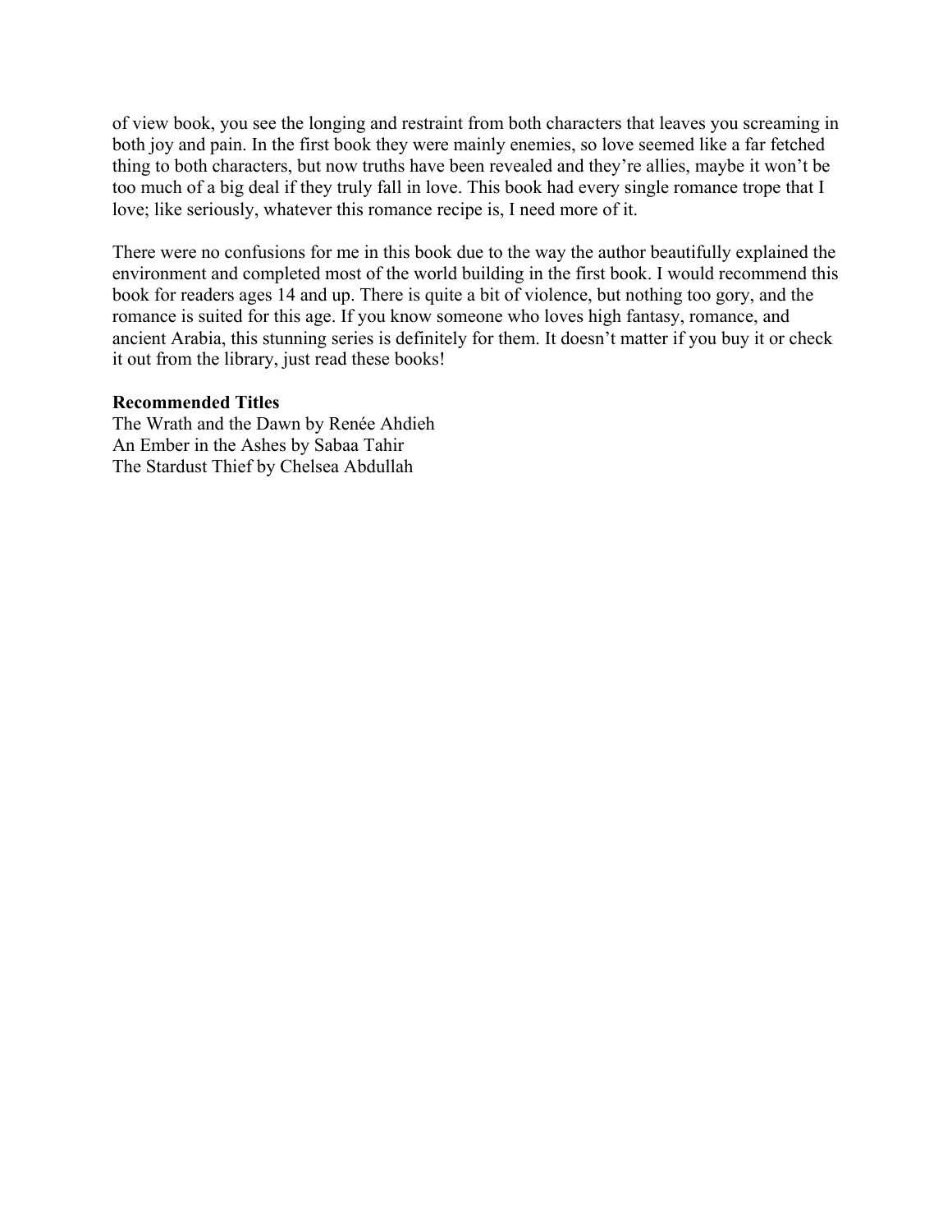of view book, you see the longing and restraint from both characters that leaves you screaming in both joy and pain. In the first book they were mainly enemies, so love seemed like a far fetched thing to both characters, but now truths have been revealed and they're allies, maybe it won't be too much of a big deal if they truly fall in love. This book had every single romance trope that I love; like seriously, whatever this romance recipe is, I need more of it.

There were no confusions for me in this book due to the way the author beautifully explained the environment and completed most of the world building in the first book. I would recommend this book for readers ages 14 and up. There is quite a bit of violence, but nothing too gory, and the romance is suited for this age. If you know someone who loves high fantasy, romance, and ancient Arabia, this stunning series is definitely for them. It doesn't matter if you buy it or check it out from the library, just read these books!

**Recommended Titles**

The Wrath and the Dawn by Renée Ahdieh
An Ember in the Ashes by Sabaa Tahir
The Stardust Thief by Chelsea Abdullah